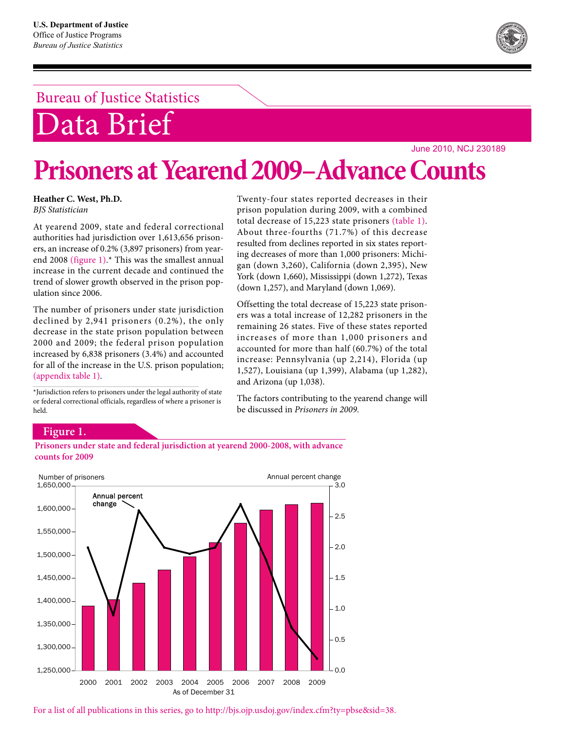U.S. Department of Justice
Office of Justice Programs
*Bureau of Justice Statistics*

Bureau of Justice Statistics

# Data Brief

June 2010, NCJ 230189

# Prisoners at Yearend 2009–Advance Counts

**Heather C. West, Ph.D.**
*BJS Statistician*

At yearend 2009, state and federal correctional authorities had jurisdiction over 1,613,656 prisoners, an increase of 0.2% (3,897 prisoners) from yearend 2008 (figure 1).* This was the smallest annual increase in the current decade and continued the trend of slower growth observed in the prison population since 2006.

The number of prisoners under state jurisdiction declined by 2,941 prisoners (0.2%), the only decrease in the state prison population between 2000 and 2009; the federal prison population increased by 6,838 prisoners (3.4%) and accounted for all of the increase in the U.S. prison population; (appendix table 1).

*Jurisdiction refers to prisoners under the legal authority of state or federal correctional officials, regardless of where a prisoner is held.

Twenty-four states reported decreases in their prison population during 2009, with a combined total decrease of 15,223 state prisoners (table 1). About three-fourths (71.7%) of this decrease resulted from declines reported in six states reporting decreases of more than 1,000 prisoners: Michigan (down 3,260), California (down 2,395), New York (down 1,660), Mississippi (down 1,272), Texas (down 1,257), and Maryland (down 1,069).

Offsetting the total decrease of 15,223 state prisoners was a total increase of 12,282 prisoners in the remaining 26 states. Five of these states reported increases of more than 1,000 prisoners and accounted for more than half (60.7%) of the total increase: Pennsylvania (up 2,214), Florida (up 1,527), Louisiana (up 1,399), Alabama (up 1,282), and Arizona (up 1,038).

The factors contributing to the yearend change will be discussed in *Prisoners in 2009*.

**Figure 1.**

**Prisoners under state and federal jurisdiction at yearend 2000-2008, with advance counts for 2009**

For a list of all publications in this series, go to http://bjs.ojp.usdoj.gov/index.cfm?ty=pbse&sid=38.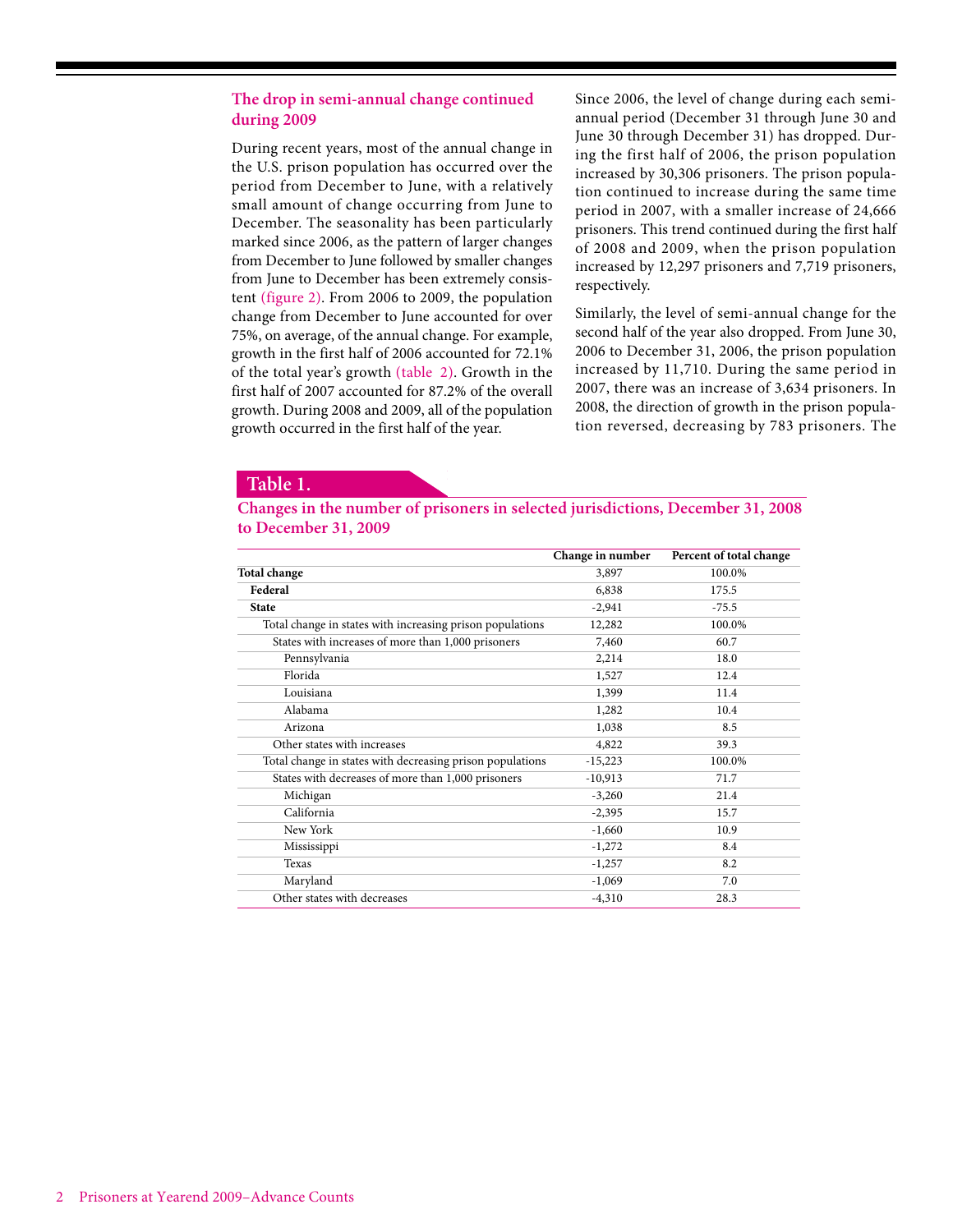## The drop in semi-annual change continued during 2009

During recent years, most of the annual change in the U.S. prison population has occurred over the period from December to June, with a relatively small amount of change occurring from June to December. The seasonality has been particularly marked since 2006, as the pattern of larger changes from December to June followed by smaller changes from June to December has been extremely consistent (figure 2). From 2006 to 2009, the population change from December to June accounted for over 75%, on average, of the annual change. For example, growth in the first half of 2006 accounted for 72.1% of the total year's growth (table 2). Growth in the first half of 2007 accounted for 87.2% of the overall growth. During 2008 and 2009, all of the population growth occurred in the first half of the year.

Since 2006, the level of change during each semi-annual period (December 31 through June 30 and June 30 through December 31) has dropped. During the first half of 2006, the prison population increased by 30,306 prisoners. The prison population continued to increase during the same time period in 2007, with a smaller increase of 24,666 prisoners. This trend continued during the first half of 2008 and 2009, when the prison population increased by 12,297 prisoners and 7,719 prisoners, respectively.

Similarly, the level of semi-annual change for the second half of the year also dropped. From June 30, 2006 to December 31, 2006, the prison population increased by 11,710. During the same period in 2007, there was an increase of 3,634 prisoners. In 2008, the direction of growth in the prison population reversed, decreasing by 783 prisoners. The

**Table 1.**

**Changes in the number of prisoners in selected jurisdictions, December 31, 2008 to December 31, 2009**

| | Change in number | Percent of total change |
|---|---|---|
| **Total change** | 3,897 | 100.0% |
| **Federal** | 6,838 | 175.5 |
| **State** | -2,941 | -75.5 |
| Total change in states with increasing prison populations | 12,282 | 100.0% |
| States with increases of more than 1,000 prisoners | 7,460 | 60.7 |
| Pennsylvania | 2,214 | 18.0 |
| Florida | 1,527 | 12.4 |
| Louisiana | 1,399 | 11.4 |
| Alabama | 1,282 | 10.4 |
| Arizona | 1,038 | 8.5 |
| Other states with increases | 4,822 | 39.3 |
| Total change in states with decreasing prison populations | -15,223 | 100.0% |
| States with decreases of more than 1,000 prisoners | -10,913 | 71.7 |
| Michigan | -3,260 | 21.4 |
| California | -2,395 | 15.7 |
| New York | -1,660 | 10.9 |
| Mississippi | -1,272 | 8.4 |
| Texas | -1,257 | 8.2 |
| Maryland | -1,069 | 7.0 |
| Other states with decreases | -4,310 | 28.3 |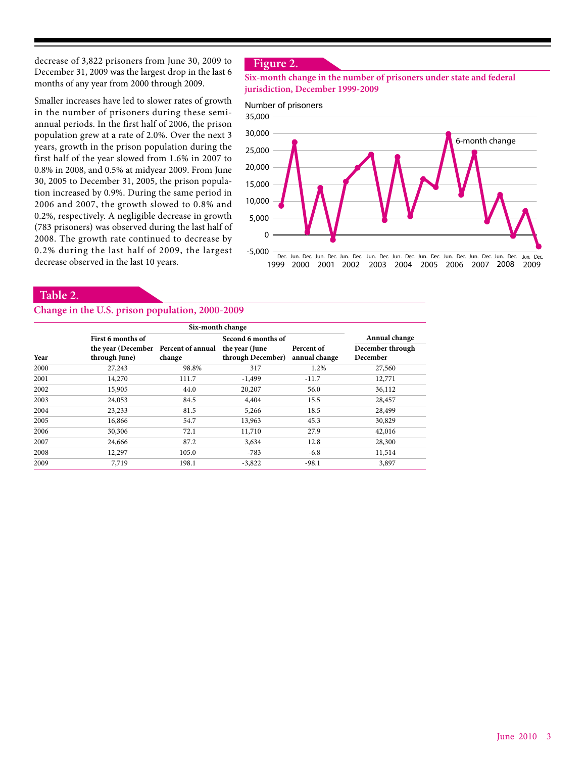decrease of 3,822 prisoners from June 30, 2009 to December 31, 2009 was the largest drop in the last 6 months of any year from 2000 through 2009.

Smaller increases have led to slower rates of growth in the number of prisoners during these semiannual periods. In the first half of 2006, the prison population grew at a rate of 2.0%. Over the next 3 years, growth in the prison population during the first half of the year slowed from 1.6% in 2007 to 0.8% in 2008, and 0.5% at midyear 2009. From June 30, 2005 to December 31, 2005, the prison population increased by 0.9%. During the same period in 2006 and 2007, the growth slowed to 0.8% and 0.2%, respectively. A negligible decrease in growth (783 prisoners) was observed during the last half of 2008. The growth rate continued to decrease by 0.2% during the last half of 2009, the largest decrease observed in the last 10 years.

## Figure 2.

**Six-month change in the number of prisoners under state and federal jurisdiction, December 1999-2009**

## Table 2.

**Change in the U.S. prison population, 2000-2009**

| | Six-month change | | | | Annual change |
|---|---|---|---|---|---|
| Year | First 6 months of the year (December through June) | Percent of annual change | Second 6 months of the year (June through December) | Percent of annual change | December through December |
| 2000 | 27,243 | 98.8% | 317 | 1.2% | 27,560 |
| 2001 | 14,270 | 111.7 | -1,499 | -11.7 | 12,771 |
| 2002 | 15,905 | 44.0 | 20,207 | 56.0 | 36,112 |
| 2003 | 24,053 | 84.5 | 4,404 | 15.5 | 28,457 |
| 2004 | 23,233 | 81.5 | 5,266 | 18.5 | 28,499 |
| 2005 | 16,866 | 54.7 | 13,963 | 45.3 | 30,829 |
| 2006 | 30,306 | 72.1 | 11,710 | 27.9 | 42,016 |
| 2007 | 24,666 | 87.2 | 3,634 | 12.8 | 28,300 |
| 2008 | 12,297 | 105.0 | -783 | -6.8 | 11,514 |
| 2009 | 7,719 | 198.1 | -3,822 | -98.1 | 3,897 |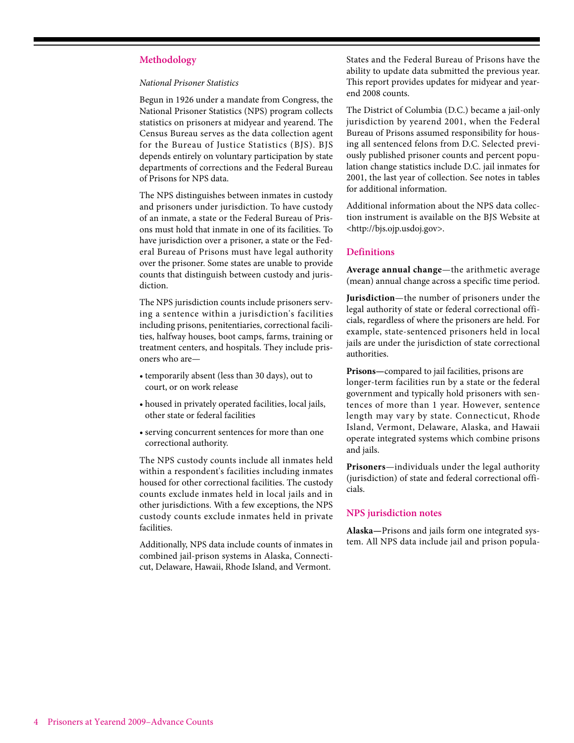## Methodology

*National Prisoner Statistics*

Begun in 1926 under a mandate from Congress, the National Prisoner Statistics (NPS) program collects statistics on prisoners at midyear and yearend. The Census Bureau serves as the data collection agent for the Bureau of Justice Statistics (BJS). BJS depends entirely on voluntary participation by state departments of corrections and the Federal Bureau of Prisons for NPS data.

The NPS distinguishes between inmates in custody and prisoners under jurisdiction. To have custody of an inmate, a state or the Federal Bureau of Prisons must hold that inmate in one of its facilities. To have jurisdiction over a prisoner, a state or the Federal Bureau of Prisons must have legal authority over the prisoner. Some states are unable to provide counts that distinguish between custody and jurisdiction.

The NPS jurisdiction counts include prisoners serving a sentence within a jurisdiction's facilities including prisons, penitentiaries, correctional facilities, halfway houses, boot camps, farms, training or treatment centers, and hospitals. They include prisoners who are—

- temporarily absent (less than 30 days), out to court, or on work release
- housed in privately operated facilities, local jails, other state or federal facilities
- serving concurrent sentences for more than one correctional authority.

The NPS custody counts include all inmates held within a respondent's facilities including inmates housed for other correctional facilities. The custody counts exclude inmates held in local jails and in other jurisdictions. With a few exceptions, the NPS custody counts exclude inmates held in private facilities.

Additionally, NPS data include counts of inmates in combined jail-prison systems in Alaska, Connecticut, Delaware, Hawaii, Rhode Island, and Vermont.

States and the Federal Bureau of Prisons have the ability to update data submitted the previous year. This report provides updates for midyear and yearend 2008 counts.

The District of Columbia (D.C.) became a jail-only jurisdiction by yearend 2001, when the Federal Bureau of Prisons assumed responsibility for housing all sentenced felons from D.C. Selected previously published prisoner counts and percent population change statistics include D.C. jail inmates for 2001, the last year of collection. See notes in tables for additional information.

Additional information about the NPS data collection instrument is available on the BJS Website at <http://bjs.ojp.usdoj.gov>.

## Definitions

**Average annual change**—the arithmetic average (mean) annual change across a specific time period.

**Jurisdiction**—the number of prisoners under the legal authority of state or federal correctional officials, regardless of where the prisoners are held. For example, state-sentenced prisoners held in local jails are under the jurisdiction of state correctional authorities.

**Prisons—**compared to jail facilities, prisons are longer-term facilities run by a state or the federal government and typically hold prisoners with sentences of more than 1 year. However, sentence length may vary by state. Connecticut, Rhode Island, Vermont, Delaware, Alaska, and Hawaii operate integrated systems which combine prisons and jails.

**Prisoners**—individuals under the legal authority (jurisdiction) of state and federal correctional officials.

## NPS jurisdiction notes

**Alaska—**Prisons and jails form one integrated system. All NPS data include jail and prison popula-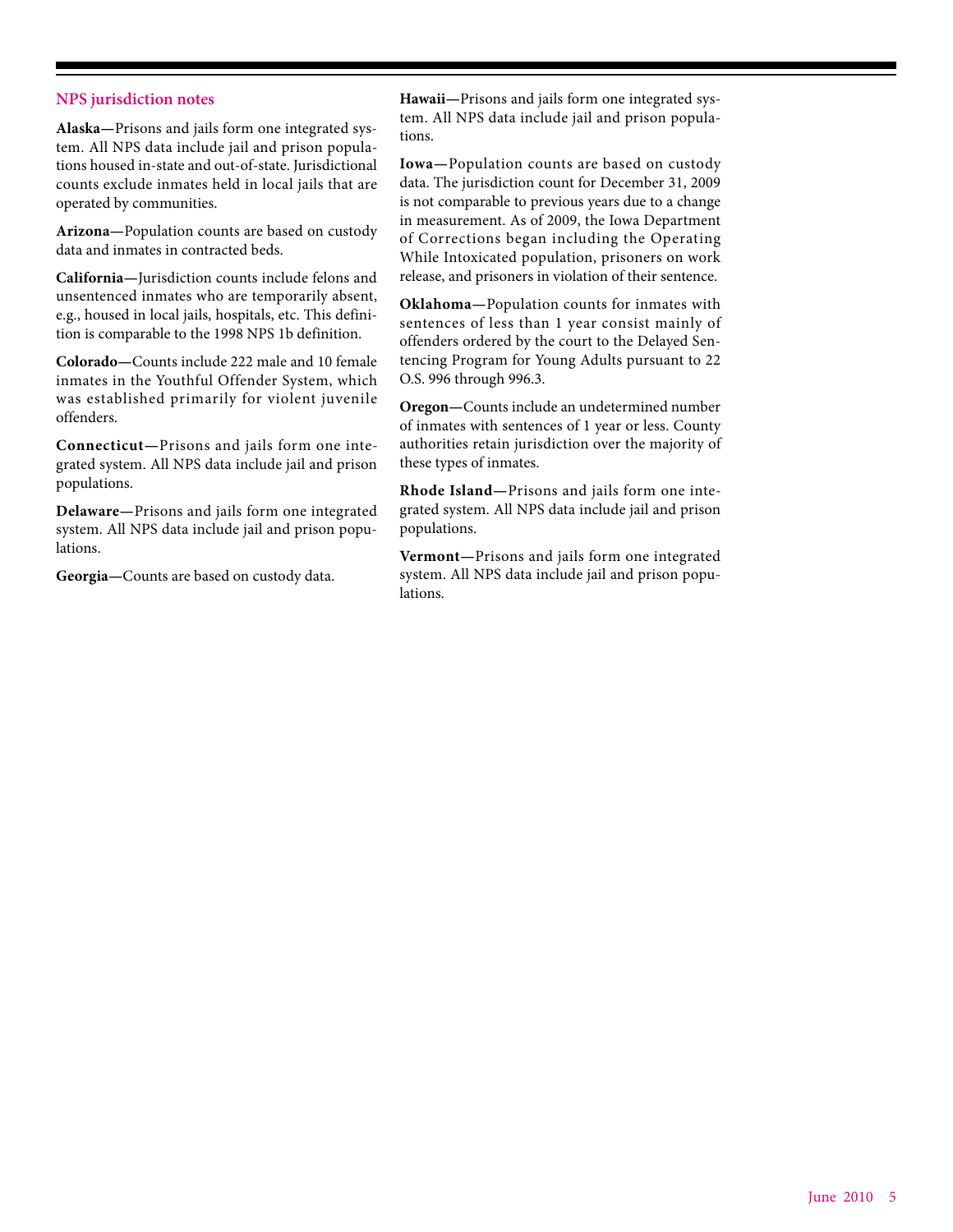## NPS jurisdiction notes

**Alaska—**Prisons and jails form one integrated system. All NPS data include jail and prison populations housed in-state and out-of-state. Jurisdictional counts exclude inmates held in local jails that are operated by communities.

**Arizona—**Population counts are based on custody data and inmates in contracted beds.

**California—**Jurisdiction counts include felons and unsentenced inmates who are temporarily absent, e.g., housed in local jails, hospitals, etc. This definition is comparable to the 1998 NPS 1b definition.

**Colorado—**Counts include 222 male and 10 female inmates in the Youthful Offender System, which was established primarily for violent juvenile offenders.

**Connecticut—**Prisons and jails form one integrated system. All NPS data include jail and prison populations.

**Delaware—**Prisons and jails form one integrated system. All NPS data include jail and prison populations.

**Georgia—**Counts are based on custody data.

**Hawaii—**Prisons and jails form one integrated system. All NPS data include jail and prison populations.

**Iowa—**Population counts are based on custody data. The jurisdiction count for December 31, 2009 is not comparable to previous years due to a change in measurement. As of 2009, the Iowa Department of Corrections began including the Operating While Intoxicated population, prisoners on work release, and prisoners in violation of their sentence.

**Oklahoma—**Population counts for inmates with sentences of less than 1 year consist mainly of offenders ordered by the court to the Delayed Sentencing Program for Young Adults pursuant to 22 O.S. 996 through 996.3.

**Oregon—**Counts include an undetermined number of inmates with sentences of 1 year or less. County authorities retain jurisdiction over the majority of these types of inmates.

**Rhode Island—**Prisons and jails form one integrated system. All NPS data include jail and prison populations.

**Vermont—**Prisons and jails form one integrated system. All NPS data include jail and prison populations.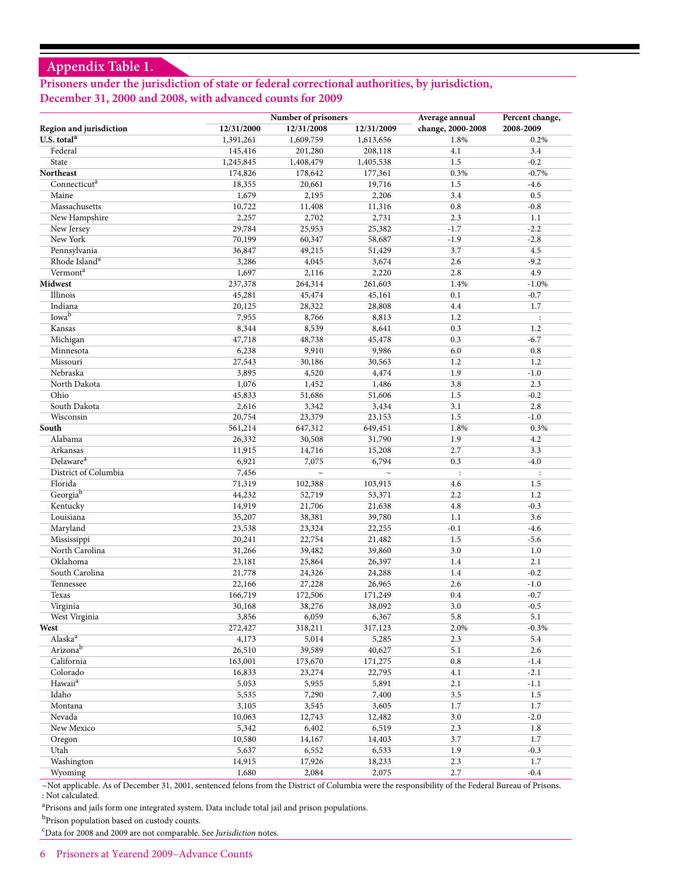## Appendix Table 1.

### Prisoners under the jurisdiction of state or federal correctional authorities, by jurisdiction, December 31, 2000 and 2008, with advanced counts for 2009

| Region and jurisdiction | Number of prisoners | | | Average annual change, 2000-2008 | Percent change, 2008-2009 |
|---|---|---|---|---|---|
| | 12/31/2000 | 12/31/2008 | 12/31/2009 | | |
| **U.S. total**[a] | 1,391,261 | 1,609,759 | 1,613,656 | 1.8% | 0.2% |
| Federal | 145,416 | 201,280 | 208,118 | 4.1 | 3.4 |
| State | 1,245,845 | 1,408,479 | 1,405,538 | 1.5 | -0.2 |
| **Northeast** | 174,826 | 178,642 | 177,361 | 0.3% | -0.7% |
| Connecticut[a] | 18,355 | 20,661 | 19,716 | 1.5 | -4.6 |
| Maine | 1,679 | 2,195 | 2,206 | 3.4 | 0.5 |
| Massachusetts | 10,722 | 11,408 | 11,316 | 0.8 | -0.8 |
| New Hampshire | 2,257 | 2,702 | 2,731 | 2.3 | 1.1 |
| New Jersey | 29,784 | 25,953 | 25,382 | -1.7 | -2.2 |
| New York | 70,199 | 60,347 | 58,687 | -1.9 | -2.8 |
| Pennsylvania | 36,847 | 49,215 | 51,429 | 3.7 | 4.5 |
| Rhode Island[a] | 3,286 | 4,045 | 3,674 | 2.6 | -9.2 |
| Vermont[a] | 1,697 | 2,116 | 2,220 | 2.8 | 4.9 |
| **Midwest** | 237,378 | 264,314 | 261,603 | 1.4% | -1.0% |
| Illinois | 45,281 | 45,474 | 45,161 | 0.1 | -0.7 |
| Indiana | 20,125 | 28,322 | 28,808 | 4.4 | 1.7 |
| Iowa[b] | 7,955 | 8,766 | 8,813 | 1.2 | : |
| Kansas | 8,344 | 8,539 | 8,641 | 0.3 | 1.2 |
| Michigan | 47,718 | 48,738 | 45,478 | 0.3 | -6.7 |
| Minnesota | 6,238 | 9,910 | 9,986 | 6.0 | 0.8 |
| Missouri | 27,543 | 30,186 | 30,563 | 1.2 | 1.2 |
| Nebraska | 3,895 | 4,520 | 4,474 | 1.9 | -1.0 |
| North Dakota | 1,076 | 1,452 | 1,486 | 3.8 | 2.3 |
| Ohio | 45,833 | 51,686 | 51,606 | 1.5 | -0.2 |
| South Dakota | 2,616 | 3,342 | 3,434 | 3.1 | 2.8 |
| Wisconsin | 20,754 | 23,379 | 23,153 | 1.5 | -1.0 |
| **South** | 561,214 | 647,312 | 649,451 | 1.8% | 0.3% |
| Alabama | 26,332 | 30,508 | 31,790 | 1.9 | 4.2 |
| Arkansas | 11,915 | 14,716 | 15,208 | 2.7 | 3.3 |
| Delaware[a] | 6,921 | 7,075 | 6,794 | 0.3 | -4.0 |
| District of Columbia | 7,456 | ~ | ~ | : | : |
| Florida | 71,319 | 102,388 | 103,915 | 4.6 | 1.5 |
| Georgia[b] | 44,232 | 52,719 | 53,371 | 2.2 | 1.2 |
| Kentucky | 14,919 | 21,706 | 21,638 | 4.8 | -0.3 |
| Louisiana | 35,207 | 38,381 | 39,780 | 1.1 | 3.6 |
| Maryland | 23,538 | 23,324 | 22,255 | -0.1 | -4.6 |
| Mississippi | 20,241 | 22,754 | 21,482 | 1.5 | -5.6 |
| North Carolina | 31,266 | 39,482 | 39,860 | 3.0 | 1.0 |
| Oklahoma | 23,181 | 25,864 | 26,397 | 1.4 | 2.1 |
| South Carolina | 21,778 | 24,326 | 24,288 | 1.4 | -0.2 |
| Tennessee | 22,166 | 27,228 | 26,965 | 2.6 | -1.0 |
| Texas | 166,719 | 172,506 | 171,249 | 0.4 | -0.7 |
| Virginia | 30,168 | 38,276 | 38,092 | 3.0 | -0.5 |
| West Virginia | 3,856 | 6,059 | 6,367 | 5.8 | 5.1 |
| **West** | 272,427 | 318,211 | 317,123 | 2.0% | -0.3% |
| Alaska[a] | 4,173 | 5,014 | 5,285 | 2.3 | 5.4 |
| Arizona[b] | 26,510 | 39,589 | 40,627 | 5.1 | 2.6 |
| California | 163,001 | 173,670 | 171,275 | 0.8 | -1.4 |
| Colorado | 16,833 | 23,274 | 22,795 | 4.1 | -2.1 |
| Hawaii[a] | 5,053 | 5,955 | 5,891 | 2.1 | -1.1 |
| Idaho | 5,535 | 7,290 | 7,400 | 3.5 | 1.5 |
| Montana | 3,105 | 3,545 | 3,605 | 1.7 | 1.7 |
| Nevada | 10,063 | 12,743 | 12,482 | 3.0 | -2.0 |
| New Mexico | 5,342 | 6,402 | 6,519 | 2.3 | 1.8 |
| Oregon | 10,580 | 14,167 | 14,403 | 3.7 | 1.7 |
| Utah | 5,637 | 6,552 | 6,533 | 1.9 | -0.3 |
| Washington | 14,915 | 17,926 | 18,233 | 2.3 | 1.7 |
| Wyoming | 1,680 | 2,084 | 2,075 | 2.7 | -0.4 |

~Not applicable. As of December 31, 2001, sentenced felons from the District of Columbia were the responsibility of the Federal Bureau of Prisons.

: Not calculated.

[a]Prisons and jails form one integrated system. Data include total jail and prison populations.

[b]Prison population based on custody counts.

[c]Data for 2008 and 2009 are not comparable. See *Jurisdiction* notes.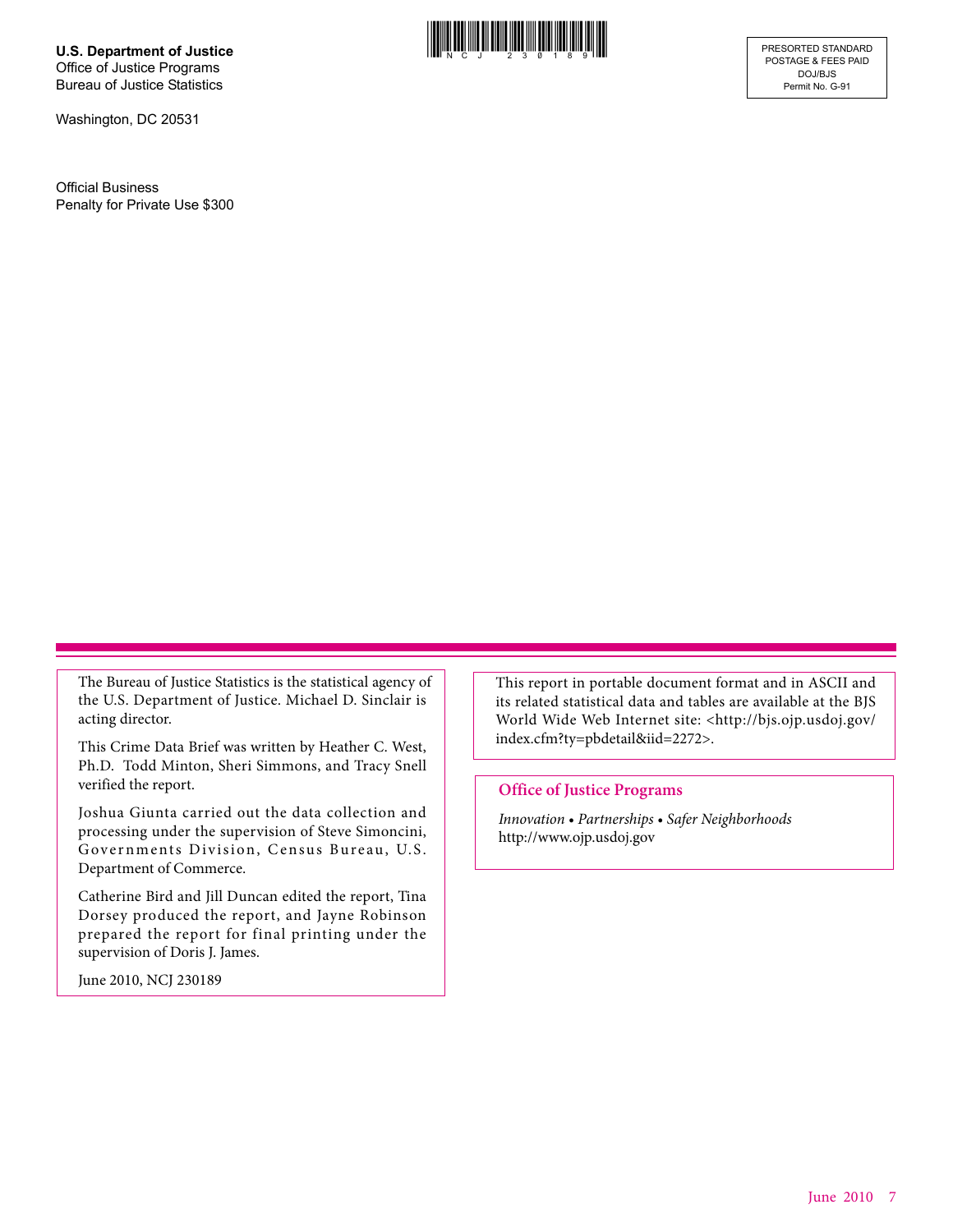**U.S. Department of Justice**
Office of Justice Programs
Bureau of Justice Statistics

Washington, DC 20531

Official Business
Penalty for Private Use $300

PRESORTED STANDARD
POSTAGE & FEES PAID
DOJ/BJS
Permit No. G-91

The Bureau of Justice Statistics is the statistical agency of the U.S. Department of Justice. Michael D. Sinclair is acting director.

This Crime Data Brief was written by Heather C. West, Ph.D. Todd Minton, Sheri Simmons, and Tracy Snell verified the report.

Joshua Giunta carried out the data collection and processing under the supervision of Steve Simoncini, Governments Division, Census Bureau, U.S. Department of Commerce.

Catherine Bird and Jill Duncan edited the report, Tina Dorsey produced the report, and Jayne Robinson prepared the report for final printing under the supervision of Doris J. James.

June 2010, NCJ 230189

This report in portable document format and in ASCII and its related statistical data and tables are available at the BJS World Wide Web Internet site: <http://bjs.ojp.usdoj.gov/index.cfm?ty=pbdetail&iid=2272>.

**Office of Justice Programs**

*Innovation • Partnerships • Safer Neighborhoods*
http://www.ojp.usdoj.gov